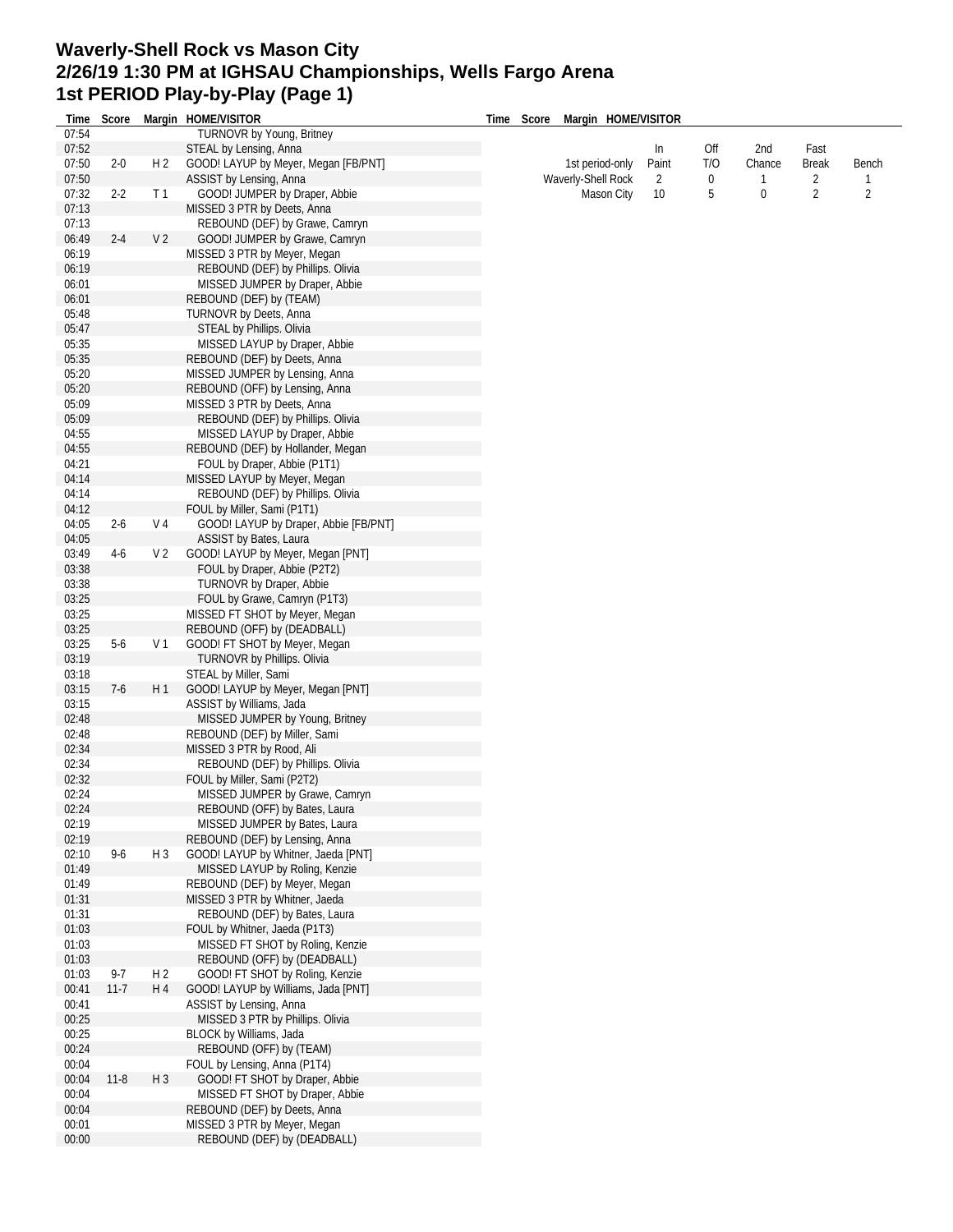# Waverly-Shell Rock vs Mason City
# 2/26/19 1:30 PM at IGHSAU Championships, Wells Fargo Arena
# 1st PERIOD Play-by-Play (Page 1)

| Time | Score | Margin | HOME/VISITOR |
|---|---|---|---|
| 07:54 | | | TURNOVR by Young, Britney |
| 07:52 | | | STEAL by Lensing, Anna |
| 07:50 | 2-0 | H 2 | GOOD! LAYUP by Meyer, Megan [FB/PNT] |
| 07:50 | | | ASSIST by Lensing, Anna |
| 07:32 | 2-2 | T 1 | GOOD! JUMPER by Draper, Abbie |
| 07:13 | | | MISSED 3 PTR by Deets, Anna |
| 07:13 | | | REBOUND (DEF) by Grawe, Camryn |
| 06:49 | 2-4 | V 2 | GOOD! JUMPER by Grawe, Camryn |
| 06:19 | | | MISSED 3 PTR by Meyer, Megan |
| 06:19 | | | REBOUND (DEF) by Phillips. Olivia |
| 06:01 | | | MISSED JUMPER by Draper, Abbie |
| 06:01 | | | REBOUND (DEF) by (TEAM) |
| 05:48 | | | TURNOVR by Deets, Anna |
| 05:47 | | | STEAL by Phillips. Olivia |
| 05:35 | | | MISSED LAYUP by Draper, Abbie |
| 05:35 | | | REBOUND (DEF) by Deets, Anna |
| 05:20 | | | MISSED JUMPER by Lensing, Anna |
| 05:20 | | | REBOUND (OFF) by Lensing, Anna |
| 05:09 | | | MISSED 3 PTR by Deets, Anna |
| 05:09 | | | REBOUND (DEF) by Phillips. Olivia |
| 04:55 | | | MISSED LAYUP by Draper, Abbie |
| 04:55 | | | REBOUND (DEF) by Hollander, Megan |
| 04:21 | | | FOUL by Draper, Abbie (P1T1) |
| 04:14 | | | MISSED LAYUP by Meyer, Megan |
| 04:14 | | | REBOUND (DEF) by Phillips. Olivia |
| 04:12 | | | FOUL by Miller, Sami (P1T1) |
| 04:05 | 2-6 | V 4 | GOOD! LAYUP by Draper, Abbie [FB/PNT] |
| 04:05 | | | ASSIST by Bates, Laura |
| 03:49 | 4-6 | V 2 | GOOD! LAYUP by Meyer, Megan [PNT] |
| 03:38 | | | FOUL by Draper, Abbie (P2T2) |
| 03:38 | | | TURNOVR by Draper, Abbie |
| 03:25 | | | FOUL by Grawe, Camryn (P1T3) |
| 03:25 | | | MISSED FT SHOT by Meyer, Megan |
| 03:25 | | | REBOUND (OFF) by (DEADBALL) |
| 03:25 | 5-6 | V 1 | GOOD! FT SHOT by Meyer, Megan |
| 03:19 | | | TURNOVR by Phillips. Olivia |
| 03:18 | | | STEAL by Miller, Sami |
| 03:15 | 7-6 | H 1 | GOOD! LAYUP by Meyer, Megan [PNT] |
| 03:15 | | | ASSIST by Williams, Jada |
| 02:48 | | | MISSED JUMPER by Young, Britney |
| 02:48 | | | REBOUND (DEF) by Miller, Sami |
| 02:34 | | | MISSED 3 PTR by Rood, Ali |
| 02:34 | | | REBOUND (DEF) by Phillips. Olivia |
| 02:32 | | | FOUL by Miller, Sami (P2T2) |
| 02:24 | | | MISSED JUMPER by Grawe, Camryn |
| 02:24 | | | REBOUND (OFF) by Bates, Laura |
| 02:19 | | | MISSED JUMPER by Bates, Laura |
| 02:19 | | | REBOUND (DEF) by Lensing, Anna |
| 02:10 | 9-6 | H 3 | GOOD! LAYUP by Whitner, Jaeda [PNT] |
| 01:49 | | | MISSED LAYUP by Roling, Kenzie |
| 01:49 | | | REBOUND (DEF) by Meyer, Megan |
| 01:31 | | | MISSED 3 PTR by Whitner, Jaeda |
| 01:31 | | | REBOUND (DEF) by Bates, Laura |
| 01:03 | | | FOUL by Whitner, Jaeda (P1T3) |
| 01:03 | | | MISSED FT SHOT by Roling, Kenzie |
| 01:03 | | | REBOUND (OFF) by (DEADBALL) |
| 01:03 | 9-7 | H 2 | GOOD! FT SHOT by Roling, Kenzie |
| 00:41 | 11-7 | H 4 | GOOD! LAYUP by Williams, Jada [PNT] |
| 00:41 | | | ASSIST by Lensing, Anna |
| 00:25 | | | MISSED 3 PTR by Phillips. Olivia |
| 00:25 | | | BLOCK by Williams, Jada |
| 00:24 | | | REBOUND (OFF) by (TEAM) |
| 00:04 | | | FOUL by Lensing, Anna (P1T4) |
| 00:04 | 11-8 | H 3 | GOOD! FT SHOT by Draper, Abbie |
| 00:04 | | | MISSED FT SHOT by Draper, Abbie |
| 00:04 | | | REBOUND (DEF) by Deets, Anna |
| 00:01 | | | MISSED 3 PTR by Meyer, Megan |
| 00:00 | | | REBOUND (DEF) by (DEADBALL) |

| 1st period-only | In Paint | Off T/O | 2nd Chance | Fast Break | Bench |
|---|---|---|---|---|---|
| Waverly-Shell Rock | 2 | 0 | 1 | 2 | 1 |
| Mason City | 10 | 5 | 0 | 2 | 2 |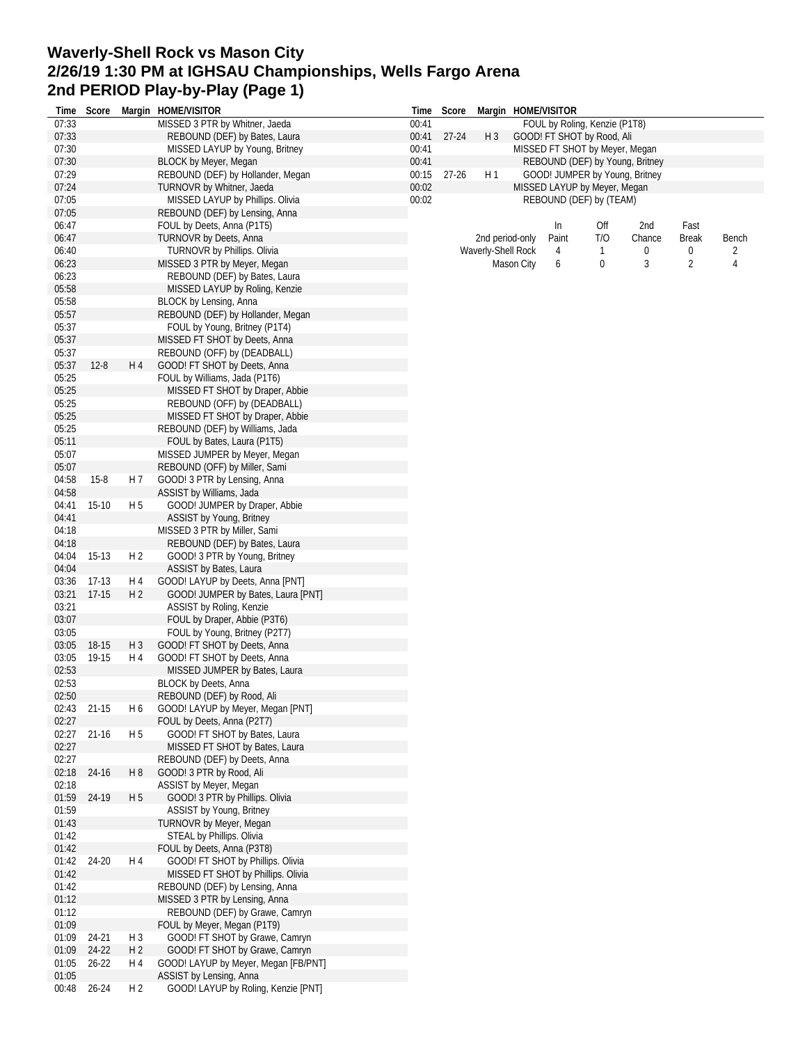# Waverly-Shell Rock vs Mason City
## 2/26/19 1:30 PM at IGHSAU Championships, Wells Fargo Arena
## 2nd PERIOD Play-by-Play (Page 1)

| Time | Score | Margin | HOME/VISITOR |
|---|---|---|---|
| 07:33 | | | MISSED 3 PTR by Whitner, Jaeda |
| 07:33 | | | REBOUND (DEF) by Bates, Laura |
| 07:30 | | | MISSED LAYUP by Young, Britney |
| 07:30 | | | BLOCK by Meyer, Megan |
| 07:29 | | | REBOUND (DEF) by Hollander, Megan |
| 07:24 | | | TURNOVR by Whitner, Jaeda |
| 07:05 | | | MISSED LAYUP by Phillips. Olivia |
| 07:05 | | | REBOUND (DEF) by Lensing, Anna |
| 06:47 | | | FOUL by Deets, Anna (P1T5) |
| 06:47 | | | TURNOVR by Deets, Anna |
| 06:40 | | | TURNOVR by Phillips. Olivia |
| 06:23 | | | MISSED 3 PTR by Meyer, Megan |
| 06:23 | | | REBOUND (DEF) by Bates, Laura |
| 05:58 | | | MISSED LAYUP by Roling, Kenzie |
| 05:58 | | | BLOCK by Lensing, Anna |
| 05:57 | | | REBOUND (DEF) by Hollander, Megan |
| 05:37 | | | FOUL by Young, Britney (P1T4) |
| 05:37 | | | MISSED FT SHOT by Deets, Anna |
| 05:37 | | | REBOUND (OFF) by (DEADBALL) |
| 05:37 | 12-8 | H 4 | GOOD! FT SHOT by Deets, Anna |
| 05:25 | | | FOUL by Williams, Jada (P1T6) |
| 05:25 | | | MISSED FT SHOT by Draper, Abbie |
| 05:25 | | | REBOUND (OFF) by (DEADBALL) |
| 05:25 | | | MISSED FT SHOT by Draper, Abbie |
| 05:25 | | | REBOUND (DEF) by Williams, Jada |
| 05:11 | | | FOUL by Bates, Laura (P1T5) |
| 05:07 | | | MISSED JUMPER by Meyer, Megan |
| 05:07 | | | REBOUND (OFF) by Miller, Sami |
| 04:58 | 15-8 | H 7 | GOOD! 3 PTR by Lensing, Anna |
| 04:58 | | | ASSIST by Williams, Jada |
| 04:41 | 15-10 | H 5 | GOOD! JUMPER by Draper, Abbie |
| 04:41 | | | ASSIST by Young, Britney |
| 04:18 | | | MISSED 3 PTR by Miller, Sami |
| 04:18 | | | REBOUND (DEF) by Bates, Laura |
| 04:04 | 15-13 | H 2 | GOOD! 3 PTR by Young, Britney |
| 04:04 | | | ASSIST by Bates, Laura |
| 03:36 | 17-13 | H 4 | GOOD! LAYUP by Deets, Anna [PNT] |
| 03:21 | 17-15 | H 2 | GOOD! JUMPER by Bates, Laura [PNT] |
| 03:21 | | | ASSIST by Roling, Kenzie |
| 03:07 | | | FOUL by Draper, Abbie (P3T6) |
| 03:05 | | | FOUL by Young, Britney (P2T7) |
| 03:05 | 18-15 | H 3 | GOOD! FT SHOT by Deets, Anna |
| 03:05 | 19-15 | H 4 | GOOD! FT SHOT by Deets, Anna |
| 02:53 | | | MISSED JUMPER by Bates, Laura |
| 02:53 | | | BLOCK by Deets, Anna |
| 02:50 | | | REBOUND (DEF) by Rood, Ali |
| 02:43 | 21-15 | H 6 | GOOD! LAYUP by Meyer, Megan [PNT] |
| 02:27 | | | FOUL by Deets, Anna (P2T7) |
| 02:27 | 21-16 | H 5 | GOOD! FT SHOT by Bates, Laura |
| 02:27 | | | MISSED FT SHOT by Bates, Laura |
| 02:27 | | | REBOUND (DEF) by Deets, Anna |
| 02:18 | 24-16 | H 8 | GOOD! 3 PTR by Rood, Ali |
| 02:18 | | | ASSIST by Meyer, Megan |
| 01:59 | 24-19 | H 5 | GOOD! 3 PTR by Phillips. Olivia |
| 01:59 | | | ASSIST by Young, Britney |
| 01:43 | | | TURNOVR by Meyer, Megan |
| 01:42 | | | STEAL by Phillips. Olivia |
| 01:42 | | | FOUL by Deets, Anna (P3T8) |
| 01:42 | 24-20 | H 4 | GOOD! FT SHOT by Phillips. Olivia |
| 01:42 | | | MISSED FT SHOT by Phillips. Olivia |
| 01:42 | | | REBOUND (DEF) by Lensing, Anna |
| 01:12 | | | MISSED 3 PTR by Lensing, Anna |
| 01:12 | | | REBOUND (DEF) by Grawe, Camryn |
| 01:09 | | | FOUL by Meyer, Megan (P1T9) |
| 01:09 | 24-21 | H 3 | GOOD! FT SHOT by Grawe, Camryn |
| 01:09 | 24-22 | H 2 | GOOD! FT SHOT by Grawe, Camryn |
| 01:05 | 26-22 | H 4 | GOOD! LAYUP by Meyer, Megan [FB/PNT] |
| 01:05 | | | ASSIST by Lensing, Anna |
| 00:48 | 26-24 | H 2 | GOOD! LAYUP by Roling, Kenzie [PNT] |
| 00:41 | | | FOUL by Roling, Kenzie (P1T8) |
| 00:41 | 27-24 | H 3 | GOOD! FT SHOT by Rood, Ali |
| 00:41 | | | MISSED FT SHOT by Meyer, Megan |
| 00:41 | | | REBOUND (DEF) by Young, Britney |
| 00:15 | 27-26 | H 1 | GOOD! JUMPER by Young, Britney |
| 00:02 | | | MISSED LAYUP by Meyer, Megan |
| 00:02 | | | REBOUND (DEF) by (TEAM) |

| 2nd period-only | In Paint | Off T/O | 2nd Chance | Fast Break | Bench |
|---|---|---|---|---|---|
| Waverly-Shell Rock | 4 | 1 | 0 | 0 | 2 |
| Mason City | 6 | 0 | 3 | 2 | 4 |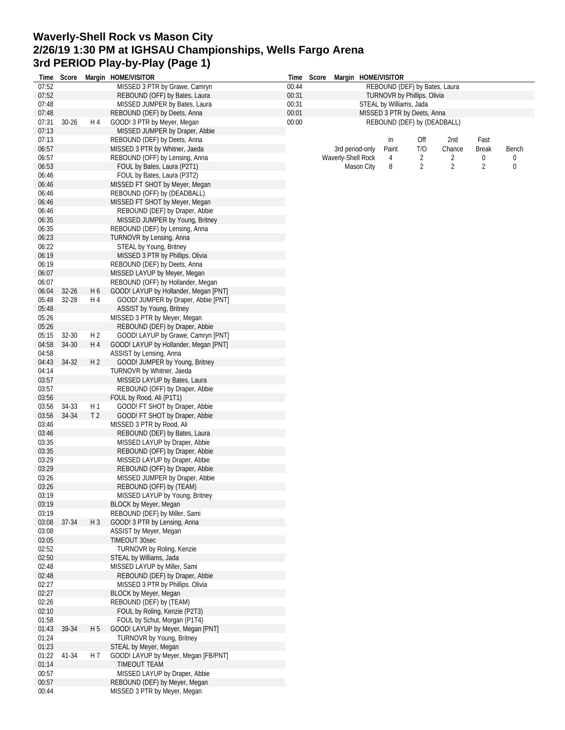# Waverly-Shell Rock vs Mason City
## 2/26/19 1:30 PM at IGHSAU Championships, Wells Fargo Arena
## 3rd PERIOD Play-by-Play (Page 1)

| Time | Score | Margin | HOME/VISITOR |
|---|---|---|---|
| 07:52 | | | MISSED 3 PTR by Grawe, Camryn |
| 07:52 | | | REBOUND (OFF) by Bates, Laura |
| 07:48 | | | MISSED JUMPER by Bates, Laura |
| 07:48 | | | REBOUND (DEF) by Deets, Anna |
| 07:31 | 30-26 | H 4 | GOOD! 3 PTR by Meyer, Megan |
| 07:13 | | | MISSED JUMPER by Draper, Abbie |
| 07:13 | | | REBOUND (DEF) by Deets, Anna |
| 06:57 | | | MISSED 3 PTR by Whitner, Jaeda |
| 06:57 | | | REBOUND (OFF) by Lensing, Anna |
| 06:53 | | | FOUL by Bates, Laura (P2T1) |
| 06:46 | | | FOUL by Bates, Laura (P3T2) |
| 06:46 | | | MISSED FT SHOT by Meyer, Megan |
| 06:46 | | | REBOUND (OFF) by (DEADBALL) |
| 06:46 | | | MISSED FT SHOT by Meyer, Megan |
| 06:46 | | | REBOUND (DEF) by Draper, Abbie |
| 06:35 | | | MISSED JUMPER by Young, Britney |
| 06:35 | | | REBOUND (DEF) by Lensing, Anna |
| 06:23 | | | TURNOVR by Lensing, Anna |
| 06:22 | | | STEAL by Young, Britney |
| 06:19 | | | MISSED 3 PTR by Phillips. Olivia |
| 06:19 | | | REBOUND (DEF) by Deets, Anna |
| 06:07 | | | MISSED LAYUP by Meyer, Megan |
| 06:07 | | | REBOUND (OFF) by Hollander, Megan |
| 06:04 | 32-26 | H 6 | GOOD! LAYUP by Hollander, Megan [PNT] |
| 05:48 | 32-28 | H 4 | GOOD! JUMPER by Draper, Abbie [PNT] |
| 05:48 | | | ASSIST by Young, Britney |
| 05:26 | | | MISSED 3 PTR by Meyer, Megan |
| 05:26 | | | REBOUND (DEF) by Draper, Abbie |
| 05:15 | 32-30 | H 2 | GOOD! LAYUP by Grawe, Camryn [PNT] |
| 04:58 | 34-30 | H 4 | GOOD! LAYUP by Hollander, Megan [PNT] |
| 04:58 | | | ASSIST by Lensing, Anna |
| 04:43 | 34-32 | H 2 | GOOD! JUMPER by Young, Britney |
| 04:14 | | | TURNOVR by Whitner, Jaeda |
| 03:57 | | | MISSED LAYUP by Bates, Laura |
| 03:57 | | | REBOUND (OFF) by Draper, Abbie |
| 03:56 | | | FOUL by Rood, Ali (P1T1) |
| 03:56 | 34-33 | H 1 | GOOD! FT SHOT by Draper, Abbie |
| 03:56 | 34-34 | T 2 | GOOD! FT SHOT by Draper, Abbie |
| 03:46 | | | MISSED 3 PTR by Rood, Ali |
| 03:46 | | | REBOUND (DEF) by Bates, Laura |
| 03:35 | | | MISSED LAYUP by Draper, Abbie |
| 03:35 | | | REBOUND (OFF) by Draper, Abbie |
| 03:29 | | | MISSED LAYUP by Draper, Abbie |
| 03:29 | | | REBOUND (OFF) by Draper, Abbie |
| 03:26 | | | MISSED JUMPER by Draper, Abbie |
| 03:26 | | | REBOUND (OFF) by (TEAM) |
| 03:19 | | | MISSED LAYUP by Young, Britney |
| 03:19 | | | BLOCK by Meyer, Megan |
| 03:19 | | | REBOUND (DEF) by Miller, Sami |
| 03:08 | 37-34 | H 3 | GOOD! 3 PTR by Lensing, Anna |
| 03:08 | | | ASSIST by Meyer, Megan |
| 03:05 | | | TIMEOUT 30sec |
| 02:52 | | | TURNOVR by Roling, Kenzie |
| 02:50 | | | STEAL by Williams, Jada |
| 02:48 | | | MISSED LAYUP by Miller, Sami |
| 02:48 | | | REBOUND (DEF) by Draper, Abbie |
| 02:27 | | | MISSED 3 PTR by Phillips. Olivia |
| 02:27 | | | BLOCK by Meyer, Megan |
| 02:26 | | | REBOUND (DEF) by (TEAM) |
| 02:10 | | | FOUL by Roling, Kenzie (P2T3) |
| 01:58 | | | FOUL by Schut, Morgan (P1T4) |
| 01:43 | 39-34 | H 5 | GOOD! LAYUP by Meyer, Megan [PNT] |
| 01:24 | | | TURNOVR by Young, Britney |
| 01:23 | | | STEAL by Meyer, Megan |
| 01:22 | 41-34 | H 7 | GOOD! LAYUP by Meyer, Megan [FB/PNT] |
| 01:14 | | | TIMEOUT TEAM |
| 00:57 | | | MISSED LAYUP by Draper, Abbie |
| 00:57 | | | REBOUND (DEF) by Meyer, Megan |
| 00:44 | | | MISSED 3 PTR by Meyer, Megan |
| 00:44 | | | REBOUND (DEF) by Bates, Laura |
| 00:31 | | | TURNOVR by Phillips. Olivia |
| 00:31 | | | STEAL by Williams, Jada |
| 00:01 | | | MISSED 3 PTR by Deets, Anna |
| 00:00 | | | REBOUND (DEF) by (DEADBALL) |

| 3rd period-only | In Paint | Off T/O | 2nd Chance | Fast Break | Bench |
|---|---|---|---|---|---|
| Waverly-Shell Rock | 4 | 2 | 2 | 0 | 0 |
| Mason City | 8 | 2 | 2 | 2 | 0 |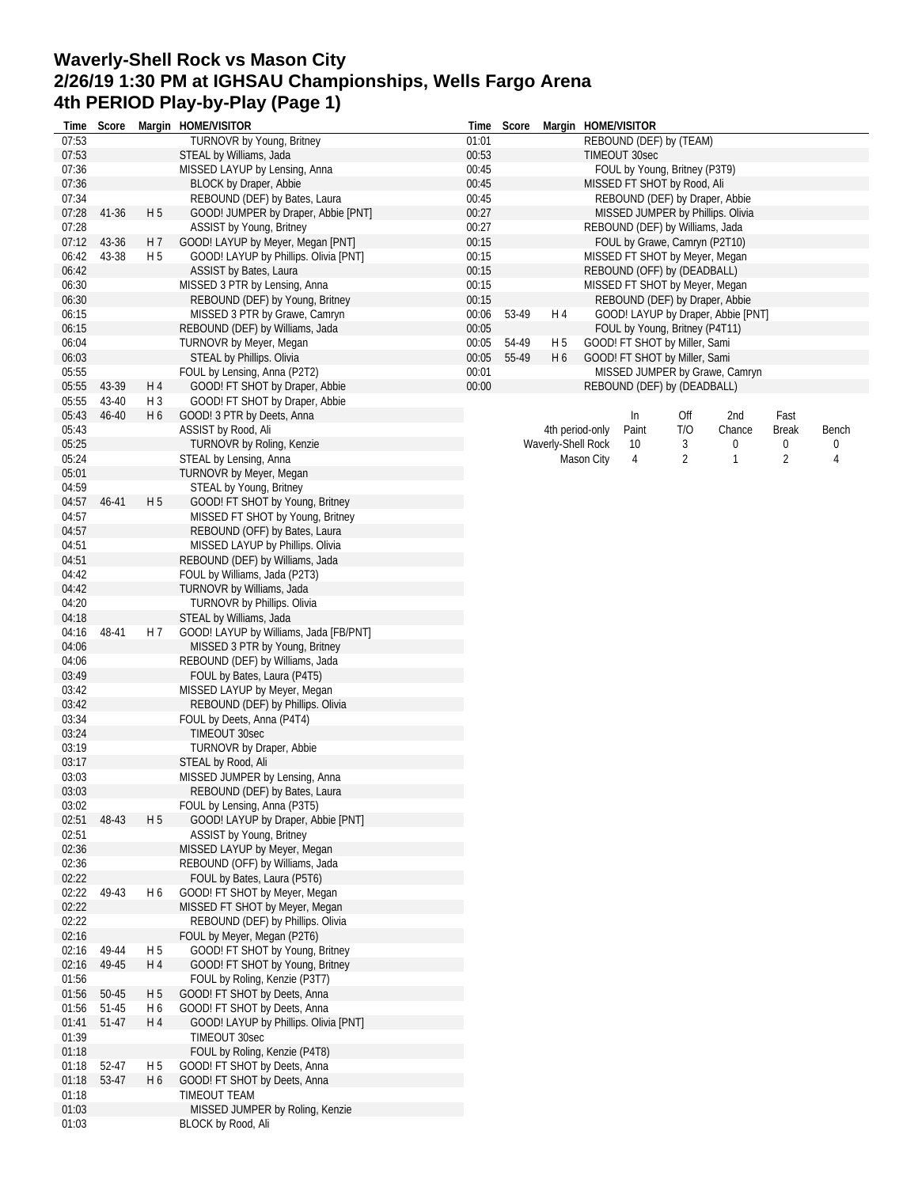# Waverly-Shell Rock vs Mason City
# 2/26/19 1:30 PM at IGHSAU Championships, Wells Fargo Arena
# 4th PERIOD Play-by-Play (Page 1)

| Time | Score | Margin | HOME/VISITOR |
|---|---|---|---|
| 07:53 | | | TURNOVR by Young, Britney |
| 07:53 | | | STEAL by Williams, Jada |
| 07:36 | | | MISSED LAYUP by Lensing, Anna |
| 07:36 | | | BLOCK by Draper, Abbie |
| 07:34 | | | REBOUND (DEF) by Bates, Laura |
| 07:28 | 41-36 | H 5 | GOOD! JUMPER by Draper, Abbie [PNT] |
| 07:28 | | | ASSIST by Young, Britney |
| 07:12 | 43-36 | H 7 | GOOD! LAYUP by Meyer, Megan [PNT] |
| 06:42 | 43-38 | H 5 | GOOD! LAYUP by Phillips. Olivia [PNT] |
| 06:42 | | | ASSIST by Bates, Laura |
| 06:30 | | | MISSED 3 PTR by Lensing, Anna |
| 06:30 | | | REBOUND (DEF) by Young, Britney |
| 06:15 | | | MISSED 3 PTR by Grawe, Camryn |
| 06:15 | | | REBOUND (DEF) by Williams, Jada |
| 06:04 | | | TURNOVR by Meyer, Megan |
| 06:03 | | | STEAL by Phillips. Olivia |
| 05:55 | | | FOUL by Lensing, Anna (P2T2) |
| 05:55 | 43-39 | H 4 | GOOD! FT SHOT by Draper, Abbie |
| 05:55 | 43-40 | H 3 | GOOD! FT SHOT by Draper, Abbie |
| 05:43 | 46-40 | H 6 | GOOD! 3 PTR by Deets, Anna |
| 05:43 | | | ASSIST by Rood, Ali |
| 05:25 | | | TURNOVR by Roling, Kenzie |
| 05:24 | | | STEAL by Lensing, Anna |
| 05:01 | | | TURNOVR by Meyer, Megan |
| 04:59 | | | STEAL by Young, Britney |
| 04:57 | 46-41 | H 5 | GOOD! FT SHOT by Young, Britney |
| 04:57 | | | MISSED FT SHOT by Young, Britney |
| 04:57 | | | REBOUND (OFF) by Bates, Laura |
| 04:51 | | | MISSED LAYUP by Phillips. Olivia |
| 04:51 | | | REBOUND (DEF) by Williams, Jada |
| 04:42 | | | FOUL by Williams, Jada (P2T3) |
| 04:42 | | | TURNOVR by Williams, Jada |
| 04:20 | | | TURNOVR by Phillips. Olivia |
| 04:18 | | | STEAL by Williams, Jada |
| 04:16 | 48-41 | H 7 | GOOD! LAYUP by Williams, Jada [FB/PNT] |
| 04:06 | | | MISSED 3 PTR by Young, Britney |
| 04:06 | | | REBOUND (DEF) by Williams, Jada |
| 03:49 | | | FOUL by Bates, Laura (P4T5) |
| 03:42 | | | MISSED LAYUP by Meyer, Megan |
| 03:42 | | | REBOUND (DEF) by Phillips. Olivia |
| 03:34 | | | FOUL by Deets, Anna (P4T4) |
| 03:24 | | | TIMEOUT 30sec |
| 03:19 | | | TURNOVR by Draper, Abbie |
| 03:17 | | | STEAL by Rood, Ali |
| 03:03 | | | MISSED JUMPER by Lensing, Anna |
| 03:03 | | | REBOUND (DEF) by Bates, Laura |
| 03:02 | | | FOUL by Lensing, Anna (P3T5) |
| 02:51 | 48-43 | H 5 | GOOD! LAYUP by Draper, Abbie [PNT] |
| 02:51 | | | ASSIST by Young, Britney |
| 02:36 | | | MISSED LAYUP by Meyer, Megan |
| 02:36 | | | REBOUND (OFF) by Williams, Jada |
| 02:22 | | | FOUL by Bates, Laura (P5T6) |
| 02:22 | 49-43 | H 6 | GOOD! FT SHOT by Meyer, Megan |
| 02:22 | | | MISSED FT SHOT by Meyer, Megan |
| 02:22 | | | REBOUND (DEF) by Phillips. Olivia |
| 02:16 | | | FOUL by Meyer, Megan (P2T6) |
| 02:16 | 49-44 | H 5 | GOOD! FT SHOT by Young, Britney |
| 02:16 | 49-45 | H 4 | GOOD! FT SHOT by Young, Britney |
| 01:56 | | | FOUL by Roling, Kenzie (P3T7) |
| 01:56 | 50-45 | H 5 | GOOD! FT SHOT by Deets, Anna |
| 01:56 | 51-45 | H 6 | GOOD! FT SHOT by Deets, Anna |
| 01:41 | 51-47 | H 4 | GOOD! LAYUP by Phillips. Olivia [PNT] |
| 01:39 | | | TIMEOUT 30sec |
| 01:18 | | | FOUL by Roling, Kenzie (P4T8) |
| 01:18 | 52-47 | H 5 | GOOD! FT SHOT by Deets, Anna |
| 01:18 | 53-47 | H 6 | GOOD! FT SHOT by Deets, Anna |
| 01:18 | | | TIMEOUT TEAM |
| 01:03 | | | MISSED JUMPER by Roling, Kenzie |
| 01:03 | | | BLOCK by Rood, Ali |
| 01:01 | | | REBOUND (DEF) by (TEAM) |
| 00:53 | | | TIMEOUT 30sec |
| 00:45 | | | FOUL by Young, Britney (P3T9) |
| 00:45 | | | MISSED FT SHOT by Rood, Ali |
| 00:45 | | | REBOUND (DEF) by Draper, Abbie |
| 00:27 | | | MISSED JUMPER by Phillips. Olivia |
| 00:27 | | | REBOUND (DEF) by Williams, Jada |
| 00:15 | | | FOUL by Grawe, Camryn (P2T10) |
| 00:15 | | | MISSED FT SHOT by Meyer, Megan |
| 00:15 | | | REBOUND (OFF) by (DEADBALL) |
| 00:15 | | | MISSED FT SHOT by Meyer, Megan |
| 00:15 | | | REBOUND (DEF) by Draper, Abbie |
| 00:06 | 53-49 | H 4 | GOOD! LAYUP by Draper, Abbie [PNT] |
| 00:05 | | | FOUL by Young, Britney (P4T11) |
| 00:05 | 54-49 | H 5 | GOOD! FT SHOT by Miller, Sami |
| 00:05 | 55-49 | H 6 | GOOD! FT SHOT by Miller, Sami |
| 00:01 | | | MISSED JUMPER by Grawe, Camryn |
| 00:00 | | | REBOUND (DEF) by (DEADBALL) |

| 4th period-only | In Paint | Off T/O | 2nd Chance | Fast Break | Bench |
|---|---|---|---|---|---|
| Waverly-Shell Rock | 10 | 3 | 0 | 0 | 0 |
| Mason City | 4 | 2 | 1 | 2 | 4 |